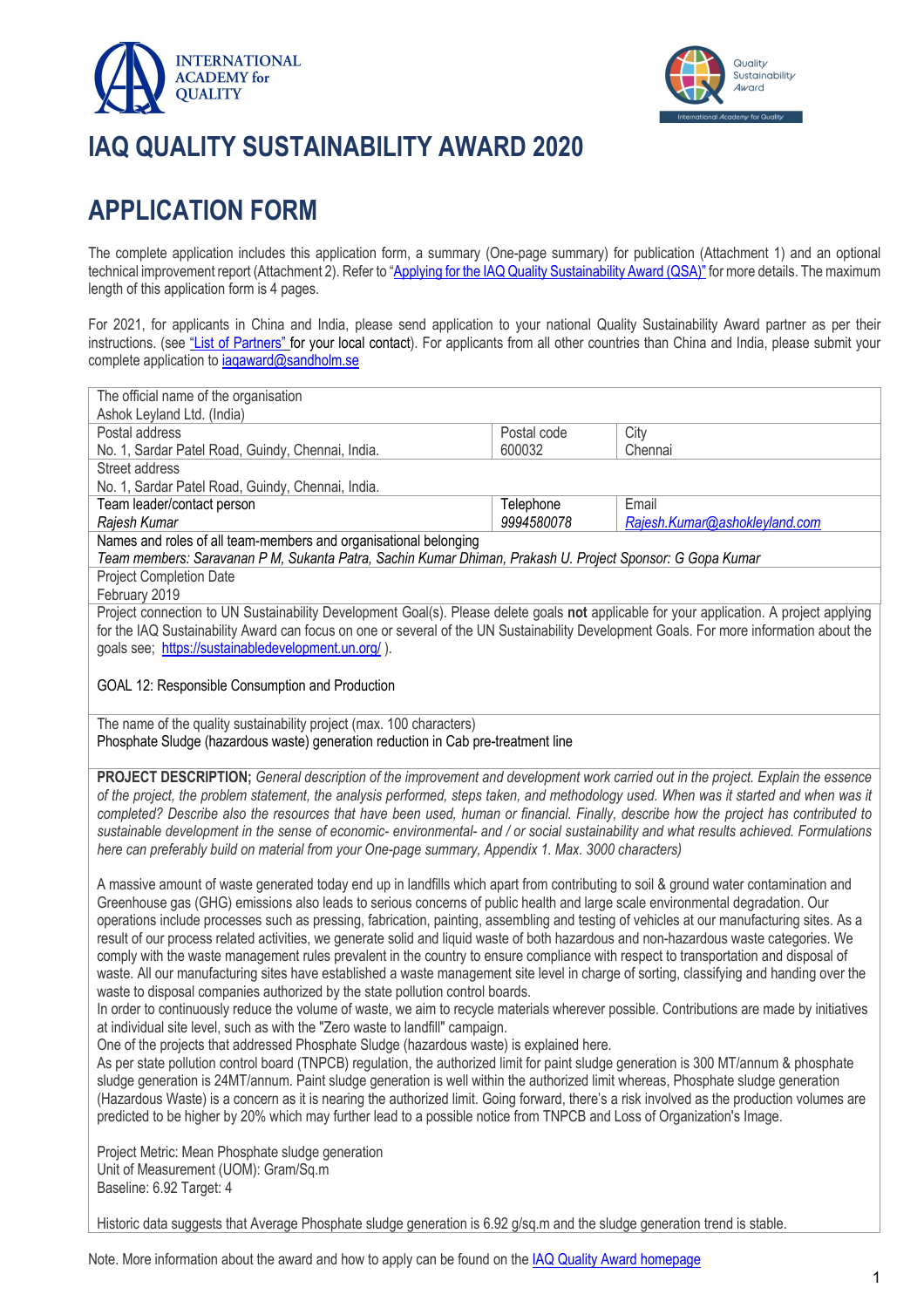# IAQ QUALITY SUSTAINABILITY AWARD 2020

# APPLICATION FORM

The complete application includes this application form, a summary (One-page summary) for publication (Attachment 1) and an optional technical improvement report (Attachment 2). Refer to "Applying for the IAQ Quality Sustainability Award (QSA)" for more details. The maximum length of this application form is 4 pages.

For 2021, for applicants in China and India, please send application to your national Quality Sustainability Award partner as per their instructions. (see "List of Partners" for your local contact). For applicants from all other countries than China and India, please submit your complete application to iaqaward@sandholm.se

| The official name of the organisation<br>Ashok Leyland Ltd. (India) | | |
|---|---|---|
| Postal address<br>No. 1, Sardar Patel Road, Guindy, Chennai, India. | Postal code<br>600032 | City<br>Chennai |
| Street address<br>No. 1, Sardar Patel Road, Guindy, Chennai, India. | | |
| Team leader/contact person<br>*Rajesh Kumar* | Telephone<br>*9994580078* | Email<br>*Rajesh.Kumar@ashokleyland.com* |
| Names and roles of all team-members and organisational belonging<br>*Team members: Saravanan P M, Sukanta Patra, Sachin Kumar Dhiman, Prakash U. Project Sponsor: G Gopa Kumar* | | |
| Project Completion Date<br>February 2019 | | |

Project connection to UN Sustainability Development Goal(s). Please delete goals **not** applicable for your application. A project applying for the IAQ Sustainability Award can focus on one or several of the UN Sustainability Development Goals. For more information about the goals see; https://sustainabledevelopment.un.org/ ).

GOAL 12: Responsible Consumption and Production

The name of the quality sustainability project (max. 100 characters)
Phosphate Sludge (hazardous waste) generation reduction in Cab pre-treatment line

**PROJECT DESCRIPTION;** *General description of the improvement and development work carried out in the project. Explain the essence of the project, the problem statement, the analysis performed, steps taken, and methodology used. When was it started and when was it completed? Describe also the resources that have been used, human or financial. Finally, describe how the project has contributed to sustainable development in the sense of economic- environmental- and / or social sustainability and what results achieved. Formulations here can preferably build on material from your One-page summary, Appendix 1. Max. 3000 characters)*

A massive amount of waste generated today end up in landfills which apart from contributing to soil & ground water contamination and Greenhouse gas (GHG) emissions also leads to serious concerns of public health and large scale environmental degradation. Our operations include processes such as pressing, fabrication, painting, assembling and testing of vehicles at our manufacturing sites. As a result of our process related activities, we generate solid and liquid waste of both hazardous and non-hazardous waste categories. We comply with the waste management rules prevalent in the country to ensure compliance with respect to transportation and disposal of waste. All our manufacturing sites have established a waste management site level in charge of sorting, classifying and handing over the waste to disposal companies authorized by the state pollution control boards.
In order to continuously reduce the volume of waste, we aim to recycle materials wherever possible. Contributions are made by initiatives at individual site level, such as with the "Zero waste to landfill" campaign.
One of the projects that addressed Phosphate Sludge (hazardous waste) is explained here.
As per state pollution control board (TNPCB) regulation, the authorized limit for paint sludge generation is 300 MT/annum & phosphate sludge generation is 24MT/annum. Paint sludge generation is well within the authorized limit whereas, Phosphate sludge generation (Hazardous Waste) is a concern as it is nearing the authorized limit. Going forward, there's a risk involved as the production volumes are predicted to be higher by 20% which may further lead to a possible notice from TNPCB and Loss of Organization's Image.

Project Metric: Mean Phosphate sludge generation
Unit of Measurement (UOM): Gram/Sq.m
Baseline: 6.92 Target: 4

Historic data suggests that Average Phosphate sludge generation is 6.92 g/sq.m and the sludge generation trend is stable.

Note. More information about the award and how to apply can be found on the IAQ Quality Award homepage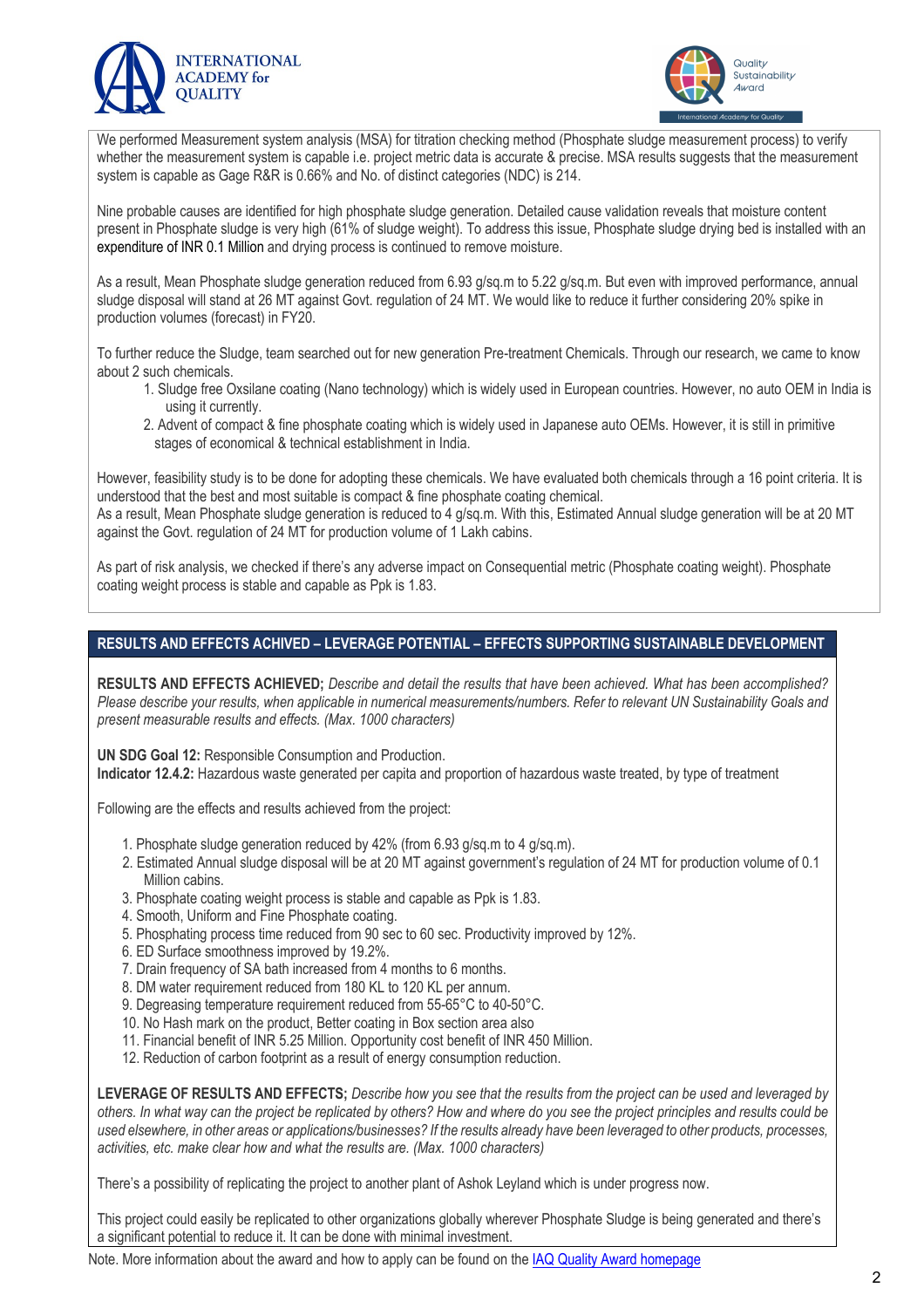We performed Measurement system analysis (MSA) for titration checking method (Phosphate sludge measurement process) to verify whether the measurement system is capable i.e. project metric data is accurate & precise. MSA results suggests that the measurement system is capable as Gage R&R is 0.66% and No. of distinct categories (NDC) is 214.

Nine probable causes are identified for high phosphate sludge generation. Detailed cause validation reveals that moisture content present in Phosphate sludge is very high (61% of sludge weight). To address this issue, Phosphate sludge drying bed is installed with an expenditure of INR 0.1 Million and drying process is continued to remove moisture.

As a result, Mean Phosphate sludge generation reduced from 6.93 g/sq.m to 5.22 g/sq.m. But even with improved performance, annual sludge disposal will stand at 26 MT against Govt. regulation of 24 MT. We would like to reduce it further considering 20% spike in production volumes (forecast) in FY20.

To further reduce the Sludge, team searched out for new generation Pre-treatment Chemicals. Through our research, we came to know about 2 such chemicals.

1. Sludge free Oxsilane coating (Nano technology) which is widely used in European countries. However, no auto OEM in India is using it currently.
2. Advent of compact & fine phosphate coating which is widely used in Japanese auto OEMs. However, it is still in primitive stages of economical & technical establishment in India.

However, feasibility study is to be done for adopting these chemicals. We have evaluated both chemicals through a 16 point criteria. It is understood that the best and most suitable is compact & fine phosphate coating chemical.
As a result, Mean Phosphate sludge generation is reduced to 4 g/sq.m. With this, Estimated Annual sludge generation will be at 20 MT against the Govt. regulation of 24 MT for production volume of 1 Lakh cabins.

As part of risk analysis, we checked if there's any adverse impact on Consequential metric (Phosphate coating weight). Phosphate coating weight process is stable and capable as Ppk is 1.83.

## RESULTS AND EFFECTS ACHIVED – LEVERAGE POTENTIAL – EFFECTS SUPPORTING SUSTAINABLE DEVELOPMENT

**RESULTS AND EFFECTS ACHIEVED;** *Describe and detail the results that have been achieved. What has been accomplished? Please describe your results, when applicable in numerical measurements/numbers. Refer to relevant UN Sustainability Goals and present measurable results and effects. (Max. 1000 characters)*

**UN SDG Goal 12:** Responsible Consumption and Production.
**Indicator 12.4.2:** Hazardous waste generated per capita and proportion of hazardous waste treated, by type of treatment

Following are the effects and results achieved from the project:

1. Phosphate sludge generation reduced by 42% (from 6.93 g/sq.m to 4 g/sq.m).
2. Estimated Annual sludge disposal will be at 20 MT against government's regulation of 24 MT for production volume of 0.1 Million cabins.
3. Phosphate coating weight process is stable and capable as Ppk is 1.83.
4. Smooth, Uniform and Fine Phosphate coating.
5. Phosphating process time reduced from 90 sec to 60 sec. Productivity improved by 12%.
6. ED Surface smoothness improved by 19.2%.
7. Drain frequency of SA bath increased from 4 months to 6 months.
8. DM water requirement reduced from 180 KL to 120 KL per annum.
9. Degreasing temperature requirement reduced from 55-65°C to 40-50°C.
10. No Hash mark on the product, Better coating in Box section area also
11. Financial benefit of INR 5.25 Million. Opportunity cost benefit of INR 450 Million.
12. Reduction of carbon footprint as a result of energy consumption reduction.

**LEVERAGE OF RESULTS AND EFFECTS;** *Describe how you see that the results from the project can be used and leveraged by others. In what way can the project be replicated by others? How and where do you see the project principles and results could be used elsewhere, in other areas or applications/businesses? If the results already have been leveraged to other products, processes, activities, etc. make clear how and what the results are. (Max. 1000 characters)*

There's a possibility of replicating the project to another plant of Ashok Leyland which is under progress now.

This project could easily be replicated to other organizations globally wherever Phosphate Sludge is being generated and there's a significant potential to reduce it. It can be done with minimal investment.

Note. More information about the award and how to apply can be found on the [IAQ Quality Award homepage]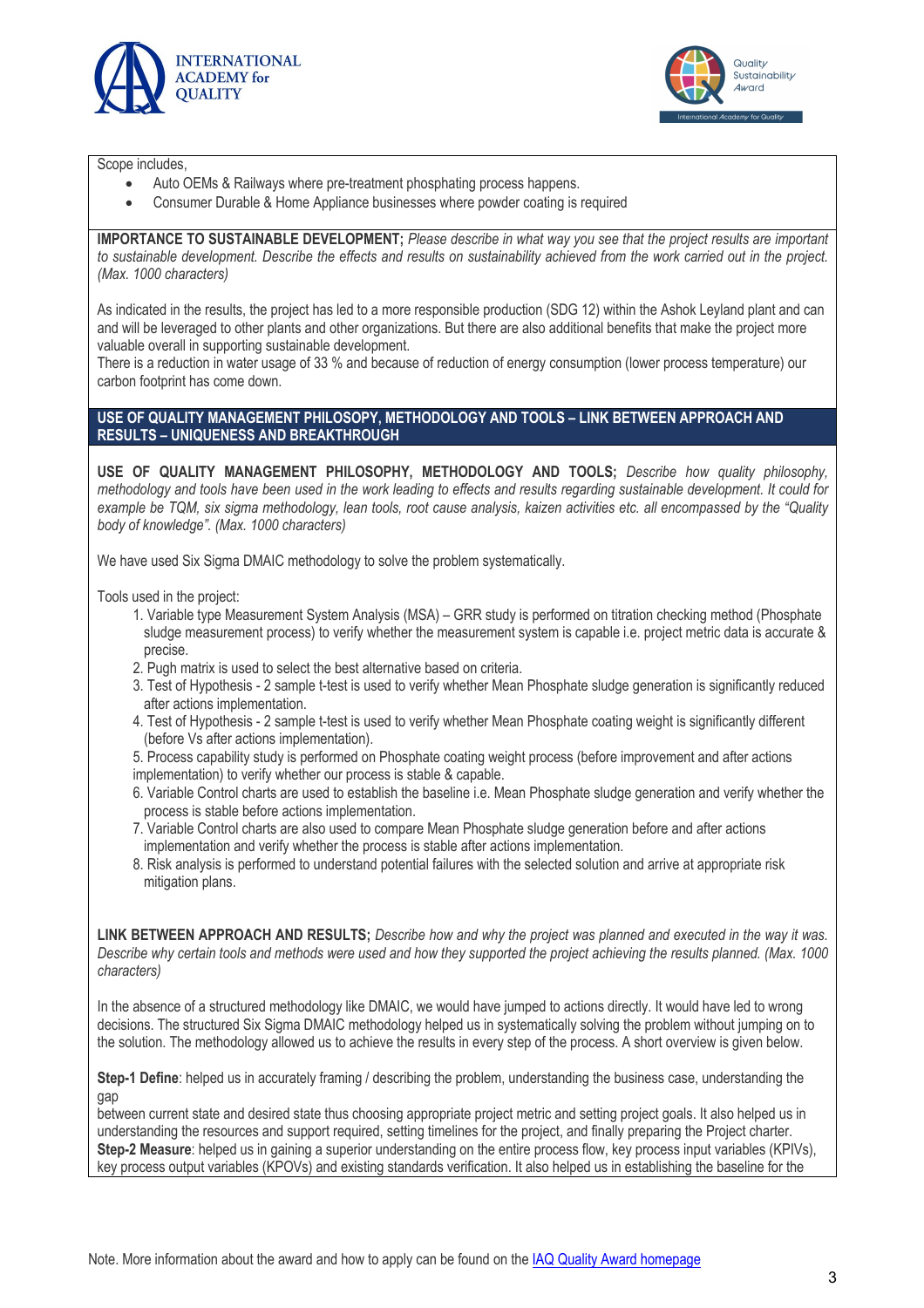Scope includes,

- Auto OEMs & Railways where pre-treatment phosphating process happens.
- Consumer Durable & Home Appliance businesses where powder coating is required

**IMPORTANCE TO SUSTAINABLE DEVELOPMENT;** *Please describe in what way you see that the project results are important to sustainable development. Describe the effects and results on sustainability achieved from the work carried out in the project. (Max. 1000 characters)*

As indicated in the results, the project has led to a more responsible production (SDG 12) within the Ashok Leyland plant and can and will be leveraged to other plants and other organizations. But there are also additional benefits that make the project more valuable overall in supporting sustainable development.
There is a reduction in water usage of 33 % and because of reduction of energy consumption (lower process temperature) our carbon footprint has come down.

## USE OF QUALITY MANAGEMENT PHILOSOPHY, METHODOLOGY AND TOOLS – LINK BETWEEN APPROACH AND RESULTS – UNIQUENESS AND BREAKTHROUGH

**USE OF QUALITY MANAGEMENT PHILOSOPHY, METHODOLOGY AND TOOLS;** *Describe how quality philosophy, methodology and tools have been used in the work leading to effects and results regarding sustainable development. It could for example be TQM, six sigma methodology, lean tools, root cause analysis, kaizen activities etc. all encompassed by the "Quality body of knowledge". (Max. 1000 characters)*

We have used Six Sigma DMAIC methodology to solve the problem systematically.

Tools used in the project:

1. Variable type Measurement System Analysis (MSA) – GRR study is performed on titration checking method (Phosphate sludge measurement process) to verify whether the measurement system is capable i.e. project metric data is accurate & precise.
2. Pugh matrix is used to select the best alternative based on criteria.
3. Test of Hypothesis - 2 sample t-test is used to verify whether Mean Phosphate sludge generation is significantly reduced after actions implementation.
4. Test of Hypothesis - 2 sample t-test is used to verify whether Mean Phosphate coating weight is significantly different (before Vs after actions implementation).
5. Process capability study is performed on Phosphate coating weight process (before improvement and after actions implementation) to verify whether our process is stable & capable.
6. Variable Control charts are used to establish the baseline i.e. Mean Phosphate sludge generation and verify whether the process is stable before actions implementation.
7. Variable Control charts are also used to compare Mean Phosphate sludge generation before and after actions implementation and verify whether the process is stable after actions implementation.
8. Risk analysis is performed to understand potential failures with the selected solution and arrive at appropriate risk mitigation plans.

**LINK BETWEEN APPROACH AND RESULTS;** *Describe how and why the project was planned and executed in the way it was. Describe why certain tools and methods were used and how they supported the project achieving the results planned. (Max. 1000 characters)*

In the absence of a structured methodology like DMAIC, we would have jumped to actions directly. It would have led to wrong decisions. The structured Six Sigma DMAIC methodology helped us in systematically solving the problem without jumping on to the solution. The methodology allowed us to achieve the results in every step of the process. A short overview is given below.

**Step-1 Define**: helped us in accurately framing / describing the problem, understanding the business case, understanding the gap between current state and desired state thus choosing appropriate project metric and setting project goals. It also helped us in understanding the resources and support required, setting timelines for the project, and finally preparing the Project charter.
**Step-2 Measure**: helped us in gaining a superior understanding on the entire process flow, key process input variables (KPIVs), key process output variables (KPOVs) and existing standards verification. It also helped us in establishing the baseline for the

Note. More information about the award and how to apply can be found on the [IAQ Quality Award homepage]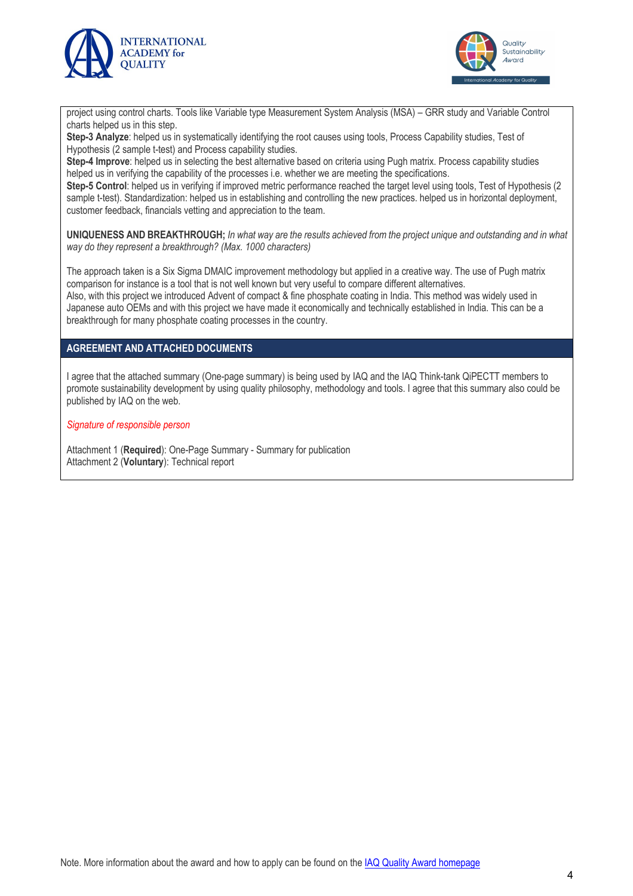project using control charts. Tools like Variable type Measurement System Analysis (MSA) – GRR study and Variable Control charts helped us in this step.

**Step-3 Analyze**: helped us in systematically identifying the root causes using tools, Process Capability studies, Test of Hypothesis (2 sample t-test) and Process capability studies.

**Step-4 Improve**: helped us in selecting the best alternative based on criteria using Pugh matrix. Process capability studies helped us in verifying the capability of the processes i.e. whether we are meeting the specifications.

**Step-5 Control**: helped us in verifying if improved metric performance reached the target level using tools, Test of Hypothesis (2 sample t-test). Standardization: helped us in establishing and controlling the new practices. helped us in horizontal deployment, customer feedback, financials vetting and appreciation to the team.

**UNIQUENESS AND BREAKTHROUGH;** *In what way are the results achieved from the project unique and outstanding and in what way do they represent a breakthrough? (Max. 1000 characters)*

The approach taken is a Six Sigma DMAIC improvement methodology but applied in a creative way. The use of Pugh matrix comparison for instance is a tool that is not well known but very useful to compare different alternatives.
Also, with this project we introduced Advent of compact & fine phosphate coating in India. This method was widely used in Japanese auto OEMs and with this project we have made it economically and technically established in India. This can be a breakthrough for many phosphate coating processes in the country.

## AGREEMENT AND ATTACHED DOCUMENTS

I agree that the attached summary (One-page summary) is being used by IAQ and the IAQ Think-tank QiPECTT members to promote sustainability development by using quality philosophy, methodology and tools. I agree that this summary also could be published by IAQ on the web.

*Signature of responsible person*

Attachment 1 (**Required**): One-Page Summary - Summary for publication
Attachment 2 (**Voluntary**): Technical report

Note. More information about the award and how to apply can be found on the IAQ Quality Award homepage